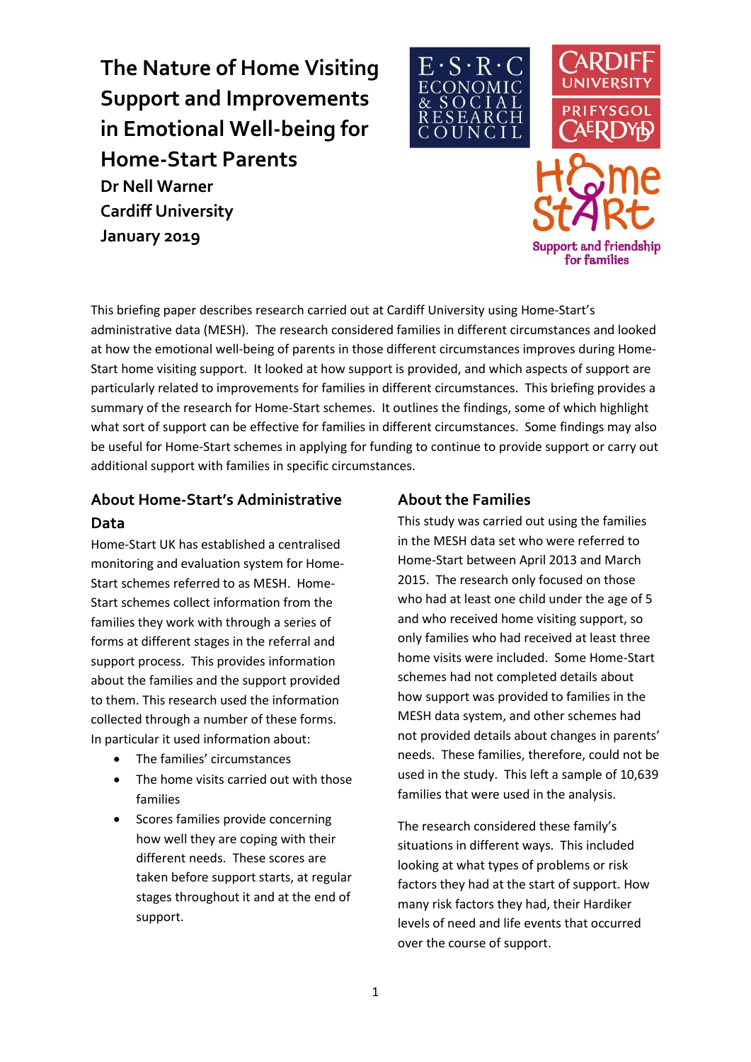# The Nature of Home Visiting Support and Improvements in Emotional Well-being for Home-Start Parents

**Dr Nell Warner**
**Cardiff University**
**January 2019**

This briefing paper describes research carried out at Cardiff University using Home-Start's administrative data (MESH). The research considered families in different circumstances and looked at how the emotional well-being of parents in those different circumstances improves during Home-Start home visiting support. It looked at how support is provided, and which aspects of support are particularly related to improvements for families in different circumstances. This briefing provides a summary of the research for Home-Start schemes. It outlines the findings, some of which highlight what sort of support can be effective for families in different circumstances. Some findings may also be useful for Home-Start schemes in applying for funding to continue to provide support or carry out additional support with families in specific circumstances.

## About Home-Start's Administrative Data

Home-Start UK has established a centralised monitoring and evaluation system for Home-Start schemes referred to as MESH. Home-Start schemes collect information from the families they work with through a series of forms at different stages in the referral and support process. This provides information about the families and the support provided to them. This research used the information collected through a number of these forms. In particular it used information about:

- The families' circumstances
- The home visits carried out with those families
- Scores families provide concerning how well they are coping with their different needs. These scores are taken before support starts, at regular stages throughout it and at the end of support.

## About the Families

This study was carried out using the families in the MESH data set who were referred to Home-Start between April 2013 and March 2015. The research only focused on those who had at least one child under the age of 5 and who received home visiting support, so only families who had received at least three home visits were included. Some Home-Start schemes had not completed details about how support was provided to families in the MESH data system, and other schemes had not provided details about changes in parents' needs. These families, therefore, could not be used in the study. This left a sample of 10,639 families that were used in the analysis.

The research considered these family's situations in different ways. This included looking at what types of problems or risk factors they had at the start of support. How many risk factors they had, their Hardiker levels of need and life events that occurred over the course of support.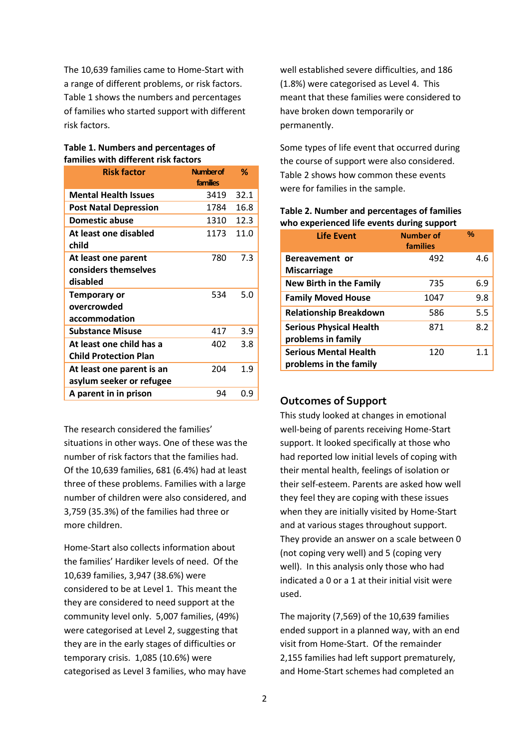The 10,639 families came to Home-Start with a range of different problems, or risk factors. Table 1 shows the numbers and percentages of families who started support with different risk factors.

**Table 1. Numbers and percentages of families with different risk factors**

| Risk factor | Number of families | % |
|---|---|---|
| **Mental Health Issues** | 3419 | 32.1 |
| **Post Natal Depression** | 1784 | 16.8 |
| **Domestic abuse** | 1310 | 12.3 |
| **At least one disabled child** | 1173 | 11.0 |
| **At least one parent considers themselves disabled** | 780 | 7.3 |
| **Temporary or overcrowded accommodation** | 534 | 5.0 |
| **Substance Misuse** | 417 | 3.9 |
| **At least one child has a Child Protection Plan** | 402 | 3.8 |
| **At least one parent is an asylum seeker or refugee** | 204 | 1.9 |
| **A parent in in prison** | 94 | 0.9 |

The research considered the families' situations in other ways. One of these was the number of risk factors that the families had. Of the 10,639 families, 681 (6.4%) had at least three of these problems. Families with a large number of children were also considered, and 3,759 (35.3%) of the families had three or more children.

Home-Start also collects information about the families' Hardiker levels of need. Of the 10,639 families, 3,947 (38.6%) were considered to be at Level 1. This meant the they are considered to need support at the community level only. 5,007 families, (49%) were categorised at Level 2, suggesting that they are in the early stages of difficulties or temporary crisis. 1,085 (10.6%) were categorised as Level 3 families, who may have well established severe difficulties, and 186 (1.8%) were categorised as Level 4. This meant that these families were considered to have broken down temporarily or permanently.

Some types of life event that occurred during the course of support were also considered. Table 2 shows how common these events were for families in the sample.

**Table 2. Number and percentages of families who experienced life events during support**

| Life Event | Number of families | % |
|---|---|---|
| **Bereavement or Miscarriage** | 492 | 4.6 |
| **New Birth in the Family** | 735 | 6.9 |
| **Family Moved House** | 1047 | 9.8 |
| **Relationship Breakdown** | 586 | 5.5 |
| **Serious Physical Health problems in family** | 871 | 8.2 |
| **Serious Mental Health problems in the family** | 120 | 1.1 |

## Outcomes of Support

This study looked at changes in emotional well-being of parents receiving Home-Start support. It looked specifically at those who had reported low initial levels of coping with their mental health, feelings of isolation or their self-esteem. Parents are asked how well they feel they are coping with these issues when they are initially visited by Home-Start and at various stages throughout support. They provide an answer on a scale between 0 (not coping very well) and 5 (coping very well). In this analysis only those who had indicated a 0 or a 1 at their initial visit were used.

The majority (7,569) of the 10,639 families ended support in a planned way, with an end visit from Home-Start. Of the remainder 2,155 families had left support prematurely, and Home-Start schemes had completed an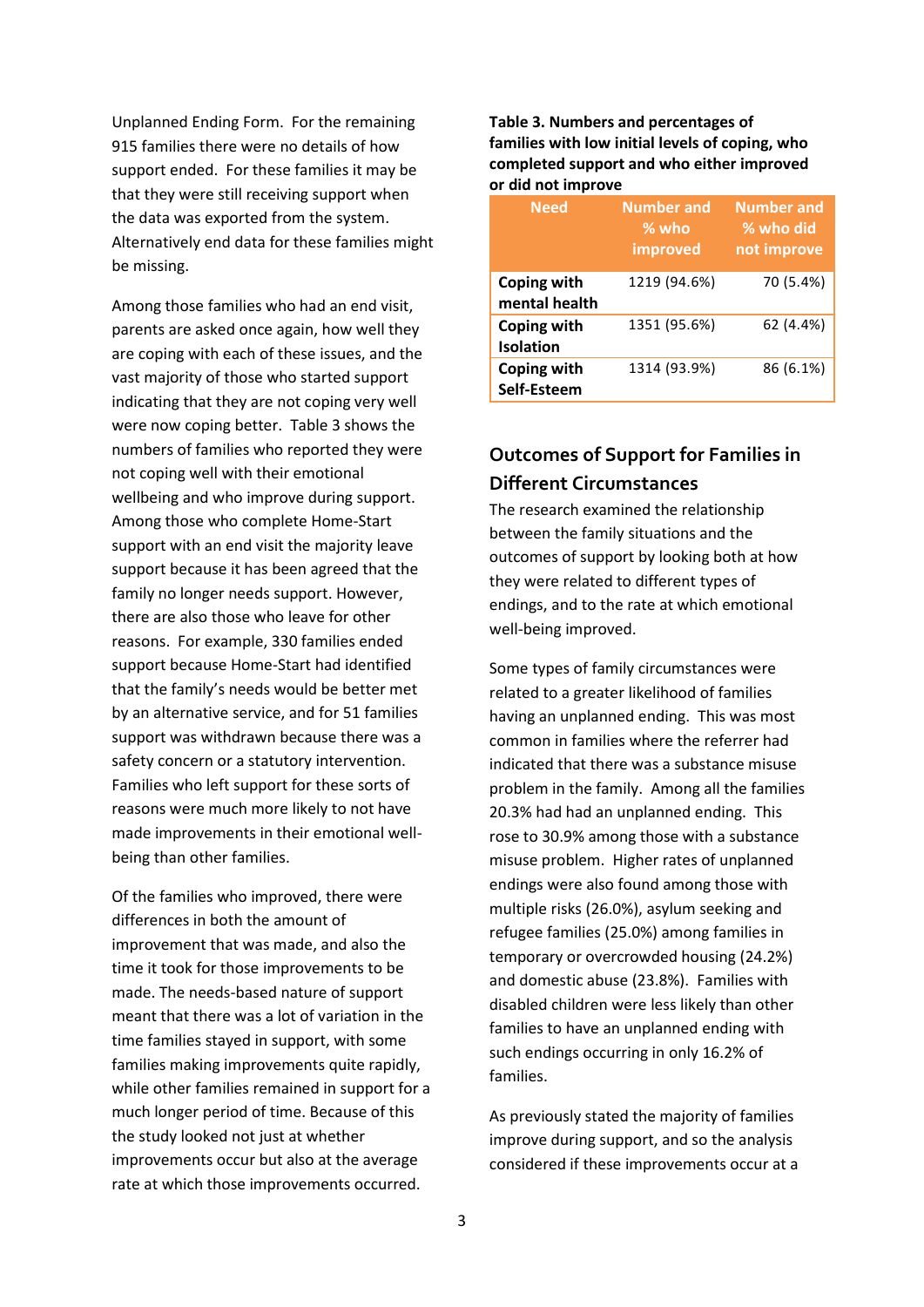Unplanned Ending Form. For the remaining 915 families there were no details of how support ended. For these families it may be that they were still receiving support when the data was exported from the system. Alternatively end data for these families might be missing.

Among those families who had an end visit, parents are asked once again, how well they are coping with each of these issues, and the vast majority of those who started support indicating that they are not coping very well were now coping better. Table 3 shows the numbers of families who reported they were not coping well with their emotional wellbeing and who improve during support. Among those who complete Home-Start support with an end visit the majority leave support because it has been agreed that the family no longer needs support. However, there are also those who leave for other reasons. For example, 330 families ended support because Home-Start had identified that the family's needs would be better met by an alternative service, and for 51 families support was withdrawn because there was a safety concern or a statutory intervention. Families who left support for these sorts of reasons were much more likely to not have made improvements in their emotional well-being than other families.

Of the families who improved, there were differences in both the amount of improvement that was made, and also the time it took for those improvements to be made. The needs-based nature of support meant that there was a lot of variation in the time families stayed in support, with some families making improvements quite rapidly, while other families remained in support for a much longer period of time. Because of this the study looked not just at whether improvements occur but also at the average rate at which those improvements occurred.

**Table 3. Numbers and percentages of families with low initial levels of coping, who completed support and who either improved or did not improve**

| Need | Number and % who improved | Number and % who did not improve |
| --- | --- | --- |
| **Coping with mental health** | 1219 (94.6%) | 70 (5.4%) |
| **Coping with Isolation** | 1351 (95.6%) | 62 (4.4%) |
| **Coping with Self-Esteem** | 1314 (93.9%) | 86 (6.1%) |

## Outcomes of Support for Families in Different Circumstances

The research examined the relationship between the family situations and the outcomes of support by looking both at how they were related to different types of endings, and to the rate at which emotional well-being improved.

Some types of family circumstances were related to a greater likelihood of families having an unplanned ending. This was most common in families where the referrer had indicated that there was a substance misuse problem in the family. Among all the families 20.3% had had an unplanned ending. This rose to 30.9% among those with a substance misuse problem. Higher rates of unplanned endings were also found among those with multiple risks (26.0%), asylum seeking and refugee families (25.0%) among families in temporary or overcrowded housing (24.2%) and domestic abuse (23.8%). Families with disabled children were less likely than other families to have an unplanned ending with such endings occurring in only 16.2% of families.

As previously stated the majority of families improve during support, and so the analysis considered if these improvements occur at a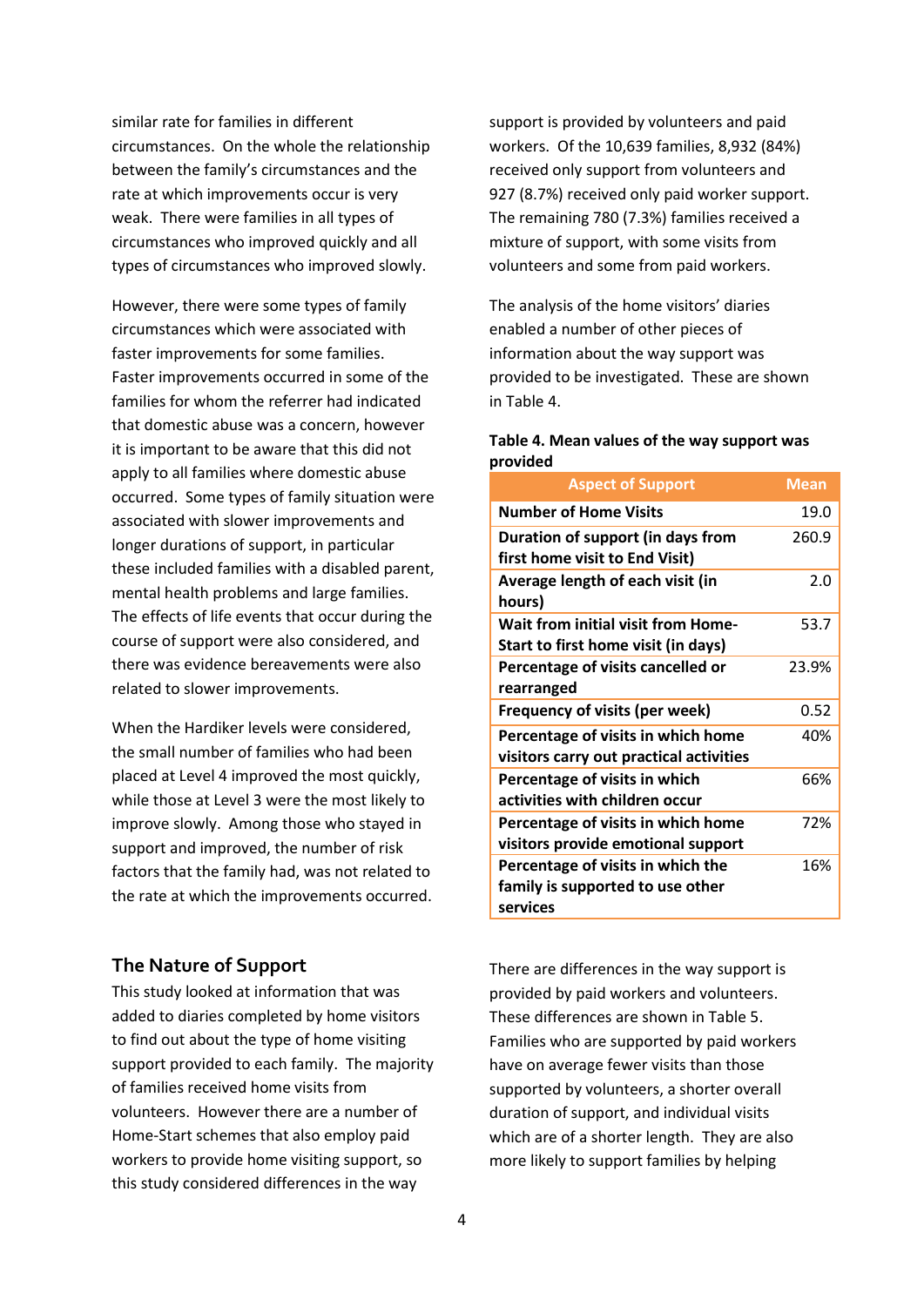similar rate for families in different circumstances. On the whole the relationship between the family's circumstances and the rate at which improvements occur is very weak. There were families in all types of circumstances who improved quickly and all types of circumstances who improved slowly.

However, there were some types of family circumstances which were associated with faster improvements for some families. Faster improvements occurred in some of the families for whom the referrer had indicated that domestic abuse was a concern, however it is important to be aware that this did not apply to all families where domestic abuse occurred. Some types of family situation were associated with slower improvements and longer durations of support, in particular these included families with a disabled parent, mental health problems and large families. The effects of life events that occur during the course of support were also considered, and there was evidence bereavements were also related to slower improvements.

When the Hardiker levels were considered, the small number of families who had been placed at Level 4 improved the most quickly, while those at Level 3 were the most likely to improve slowly. Among those who stayed in support and improved, the number of risk factors that the family had, was not related to the rate at which the improvements occurred.

## The Nature of Support

This study looked at information that was added to diaries completed by home visitors to find out about the type of home visiting support provided to each family. The majority of families received home visits from volunteers. However there are a number of Home-Start schemes that also employ paid workers to provide home visiting support, so this study considered differences in the way support is provided by volunteers and paid workers. Of the 10,639 families, 8,932 (84%) received only support from volunteers and 927 (8.7%) received only paid worker support. The remaining 780 (7.3%) families received a mixture of support, with some visits from volunteers and some from paid workers.

The analysis of the home visitors' diaries enabled a number of other pieces of information about the way support was provided to be investigated. These are shown in Table 4.

**Table 4. Mean values of the way support was provided**

| Aspect of Support | Mean |
|---|---|
| **Number of Home Visits** | 19.0 |
| **Duration of support (in days from first home visit to End Visit)** | 260.9 |
| **Average length of each visit (in hours)** | 2.0 |
| **Wait from initial visit from Home-Start to first home visit (in days)** | 53.7 |
| **Percentage of visits cancelled or rearranged** | 23.9% |
| **Frequency of visits (per week)** | 0.52 |
| **Percentage of visits in which home visitors carry out practical activities** | 40% |
| **Percentage of visits in which activities with children occur** | 66% |
| **Percentage of visits in which home visitors provide emotional support** | 72% |
| **Percentage of visits in which the family is supported to use other services** | 16% |

There are differences in the way support is provided by paid workers and volunteers. These differences are shown in Table 5. Families who are supported by paid workers have on average fewer visits than those supported by volunteers, a shorter overall duration of support, and individual visits which are of a shorter length. They are also more likely to support families by helping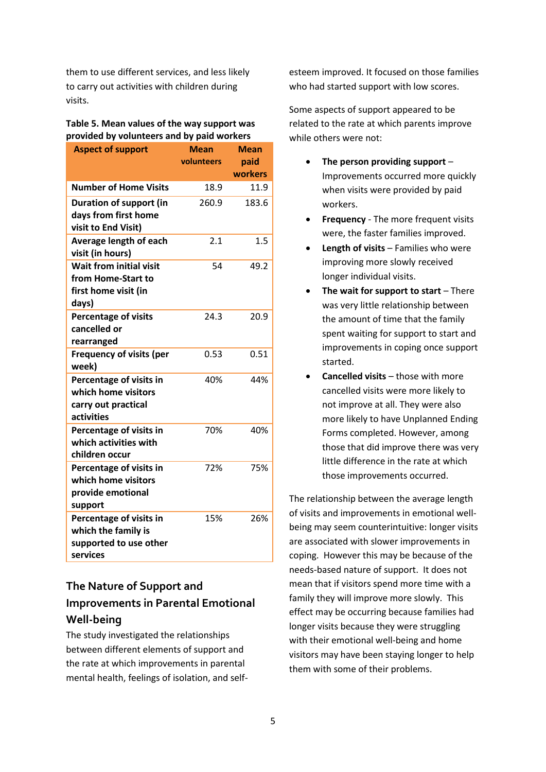them to use different services, and less likely to carry out activities with children during visits.

**Table 5. Mean values of the way support was provided by volunteers and by paid workers**

| Aspect of support | Mean volunteers | Mean paid workers |
|---|---|---|
| Number of Home Visits | 18.9 | 11.9 |
| Duration of support (in days from first home visit to End Visit) | 260.9 | 183.6 |
| Average length of each visit (in hours) | 2.1 | 1.5 |
| Wait from initial visit from Home-Start to first home visit (in days) | 54 | 49.2 |
| Percentage of visits cancelled or rearranged | 24.3 | 20.9 |
| Frequency of visits (per week) | 0.53 | 0.51 |
| Percentage of visits in which home visitors carry out practical activities | 40% | 44% |
| Percentage of visits in which activities with children occur | 70% | 40% |
| Percentage of visits in which home visitors provide emotional support | 72% | 75% |
| Percentage of visits in which the family is supported to use other services | 15% | 26% |

## The Nature of Support and Improvements in Parental Emotional Well-being

The study investigated the relationships between different elements of support and the rate at which improvements in parental mental health, feelings of isolation, and self-esteem improved. It focused on those families who had started support with low scores.

Some aspects of support appeared to be related to the rate at which parents improve while others were not:

- **The person providing support** – Improvements occurred more quickly when visits were provided by paid workers.
- **Frequency** - The more frequent visits were, the faster families improved.
- **Length of visits** – Families who were improving more slowly received longer individual visits.
- **The wait for support to start** – There was very little relationship between the amount of time that the family spent waiting for support to start and improvements in coping once support started.
- **Cancelled visits** – those with more cancelled visits were more likely to not improve at all. They were also more likely to have Unplanned Ending Forms completed. However, among those that did improve there was very little difference in the rate at which those improvements occurred.

The relationship between the average length of visits and improvements in emotional well-being may seem counterintuitive: longer visits are associated with slower improvements in coping. However this may be because of the needs-based nature of support. It does not mean that if visitors spend more time with a family they will improve more slowly. This effect may be occurring because families had longer visits because they were struggling with their emotional well-being and home visitors may have been staying longer to help them with some of their problems.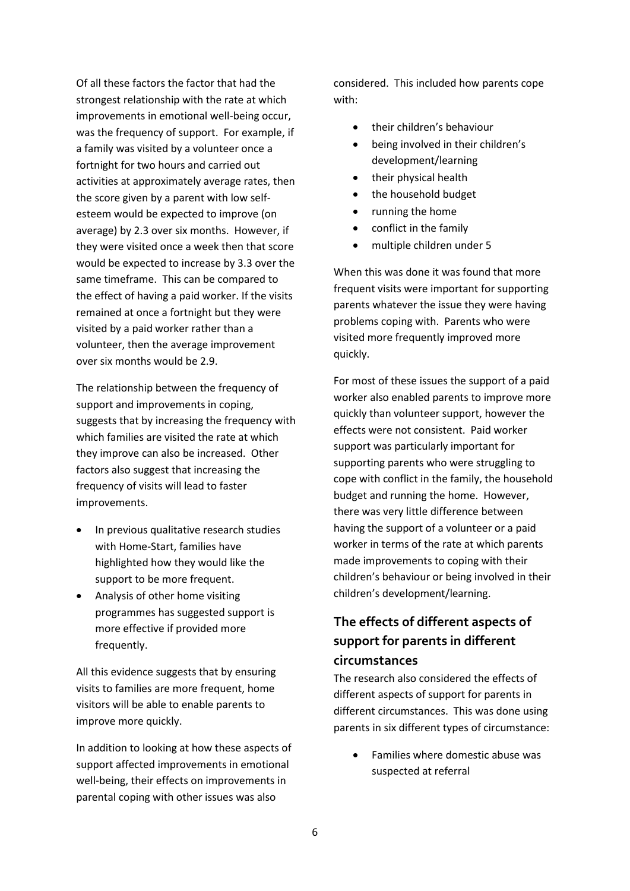Of all these factors the factor that had the strongest relationship with the rate at which improvements in emotional well-being occur, was the frequency of support. For example, if a family was visited by a volunteer once a fortnight for two hours and carried out activities at approximately average rates, then the score given by a parent with low self-esteem would be expected to improve (on average) by 2.3 over six months. However, if they were visited once a week then that score would be expected to increase by 3.3 over the same timeframe. This can be compared to the effect of having a paid worker. If the visits remained at once a fortnight but they were visited by a paid worker rather than a volunteer, then the average improvement over six months would be 2.9.

The relationship between the frequency of support and improvements in coping, suggests that by increasing the frequency with which families are visited the rate at which they improve can also be increased. Other factors also suggest that increasing the frequency of visits will lead to faster improvements.

- In previous qualitative research studies with Home-Start, families have highlighted how they would like the support to be more frequent.
- Analysis of other home visiting programmes has suggested support is more effective if provided more frequently.

All this evidence suggests that by ensuring visits to families are more frequent, home visitors will be able to enable parents to improve more quickly.

In addition to looking at how these aspects of support affected improvements in emotional well-being, their effects on improvements in parental coping with other issues was also considered. This included how parents cope with:

- their children's behaviour
- being involved in their children's development/learning
- their physical health
- the household budget
- running the home
- conflict in the family
- multiple children under 5

When this was done it was found that more frequent visits were important for supporting parents whatever the issue they were having problems coping with. Parents who were visited more frequently improved more quickly.

For most of these issues the support of a paid worker also enabled parents to improve more quickly than volunteer support, however the effects were not consistent. Paid worker support was particularly important for supporting parents who were struggling to cope with conflict in the family, the household budget and running the home. However, there was very little difference between having the support of a volunteer or a paid worker in terms of the rate at which parents made improvements to coping with their children's behaviour or being involved in their children's development/learning.

## The effects of different aspects of support for parents in different circumstances

The research also considered the effects of different aspects of support for parents in different circumstances. This was done using parents in six different types of circumstance:

- Families where domestic abuse was suspected at referral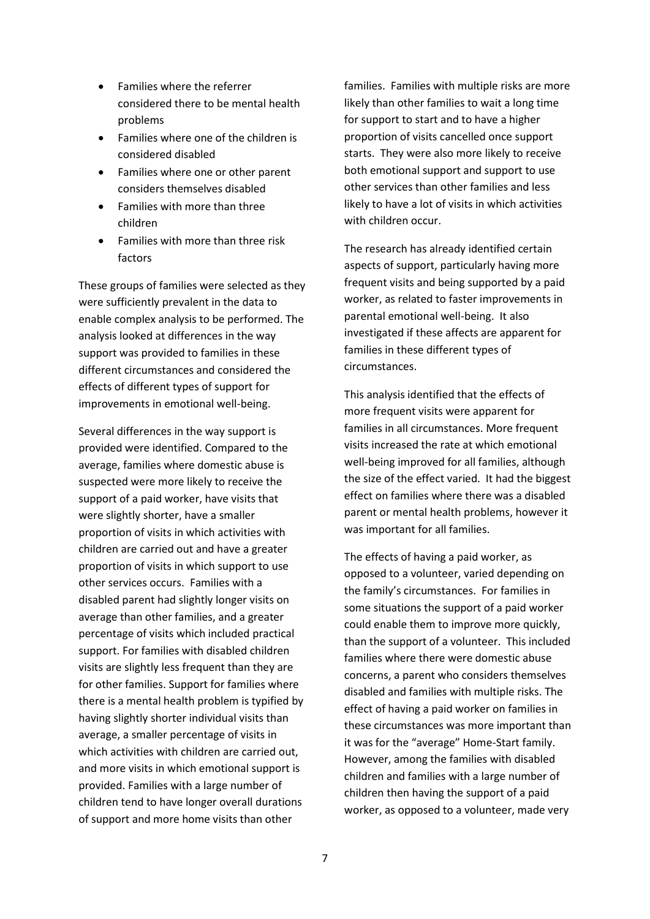- Families where the referrer considered there to be mental health problems
- Families where one of the children is considered disabled
- Families where one or other parent considers themselves disabled
- Families with more than three children
- Families with more than three risk factors

These groups of families were selected as they were sufficiently prevalent in the data to enable complex analysis to be performed. The analysis looked at differences in the way support was provided to families in these different circumstances and considered the effects of different types of support for improvements in emotional well-being.

Several differences in the way support is provided were identified. Compared to the average, families where domestic abuse is suspected were more likely to receive the support of a paid worker, have visits that were slightly shorter, have a smaller proportion of visits in which activities with children are carried out and have a greater proportion of visits in which support to use other services occurs. Families with a disabled parent had slightly longer visits on average than other families, and a greater percentage of visits which included practical support. For families with disabled children visits are slightly less frequent than they are for other families. Support for families where there is a mental health problem is typified by having slightly shorter individual visits than average, a smaller percentage of visits in which activities with children are carried out, and more visits in which emotional support is provided. Families with a large number of children tend to have longer overall durations of support and more home visits than other families. Families with multiple risks are more likely than other families to wait a long time for support to start and to have a higher proportion of visits cancelled once support starts. They were also more likely to receive both emotional support and support to use other services than other families and less likely to have a lot of visits in which activities with children occur.

The research has already identified certain aspects of support, particularly having more frequent visits and being supported by a paid worker, as related to faster improvements in parental emotional well-being. It also investigated if these affects are apparent for families in these different types of circumstances.

This analysis identified that the effects of more frequent visits were apparent for families in all circumstances. More frequent visits increased the rate at which emotional well-being improved for all families, although the size of the effect varied. It had the biggest effect on families where there was a disabled parent or mental health problems, however it was important for all families.

The effects of having a paid worker, as opposed to a volunteer, varied depending on the family's circumstances. For families in some situations the support of a paid worker could enable them to improve more quickly, than the support of a volunteer. This included families where there were domestic abuse concerns, a parent who considers themselves disabled and families with multiple risks. The effect of having a paid worker on families in these circumstances was more important than it was for the "average" Home-Start family. However, among the families with disabled children and families with a large number of children then having the support of a paid worker, as opposed to a volunteer, made very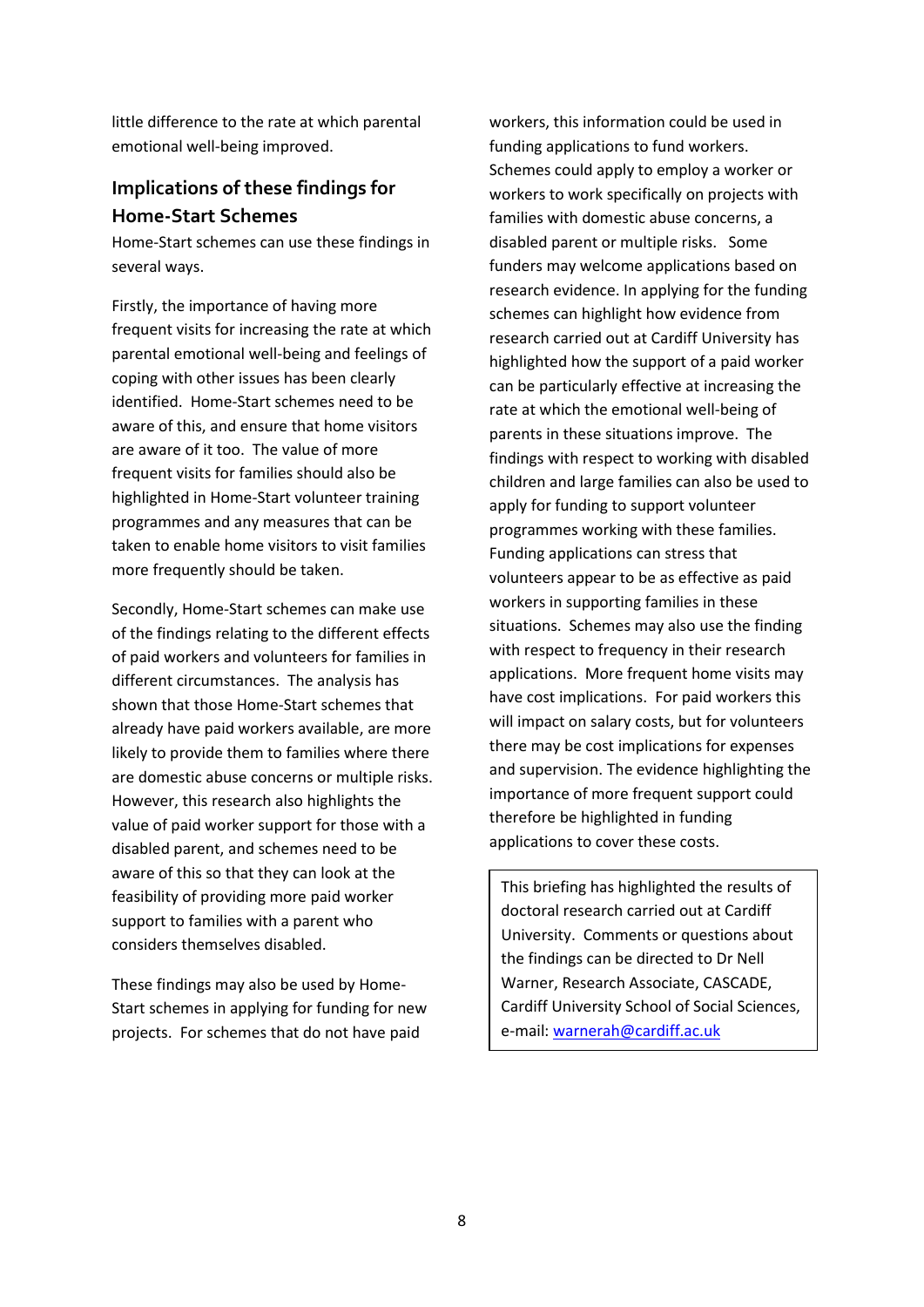little difference to the rate at which parental emotional well-being improved.

## Implications of these findings for Home-Start Schemes

Home-Start schemes can use these findings in several ways.

Firstly, the importance of having more frequent visits for increasing the rate at which parental emotional well-being and feelings of coping with other issues has been clearly identified. Home-Start schemes need to be aware of this, and ensure that home visitors are aware of it too. The value of more frequent visits for families should also be highlighted in Home-Start volunteer training programmes and any measures that can be taken to enable home visitors to visit families more frequently should be taken.

Secondly, Home-Start schemes can make use of the findings relating to the different effects of paid workers and volunteers for families in different circumstances. The analysis has shown that those Home-Start schemes that already have paid workers available, are more likely to provide them to families where there are domestic abuse concerns or multiple risks. However, this research also highlights the value of paid worker support for those with a disabled parent, and schemes need to be aware of this so that they can look at the feasibility of providing more paid worker support to families with a parent who considers themselves disabled.

These findings may also be used by Home-Start schemes in applying for funding for new projects. For schemes that do not have paid workers, this information could be used in funding applications to fund workers. Schemes could apply to employ a worker or workers to work specifically on projects with families with domestic abuse concerns, a disabled parent or multiple risks. Some funders may welcome applications based on research evidence. In applying for the funding schemes can highlight how evidence from research carried out at Cardiff University has highlighted how the support of a paid worker can be particularly effective at increasing the rate at which the emotional well-being of parents in these situations improve. The findings with respect to working with disabled children and large families can also be used to apply for funding to support volunteer programmes working with these families. Funding applications can stress that volunteers appear to be as effective as paid workers in supporting families in these situations. Schemes may also use the finding with respect to frequency in their research applications. More frequent home visits may have cost implications. For paid workers this will impact on salary costs, but for volunteers there may be cost implications for expenses and supervision. The evidence highlighting the importance of more frequent support could therefore be highlighted in funding applications to cover these costs.

This briefing has highlighted the results of doctoral research carried out at Cardiff University. Comments or questions about the findings can be directed to Dr Nell Warner, Research Associate, CASCADE, Cardiff University School of Social Sciences, e-mail: warnerah@cardiff.ac.uk